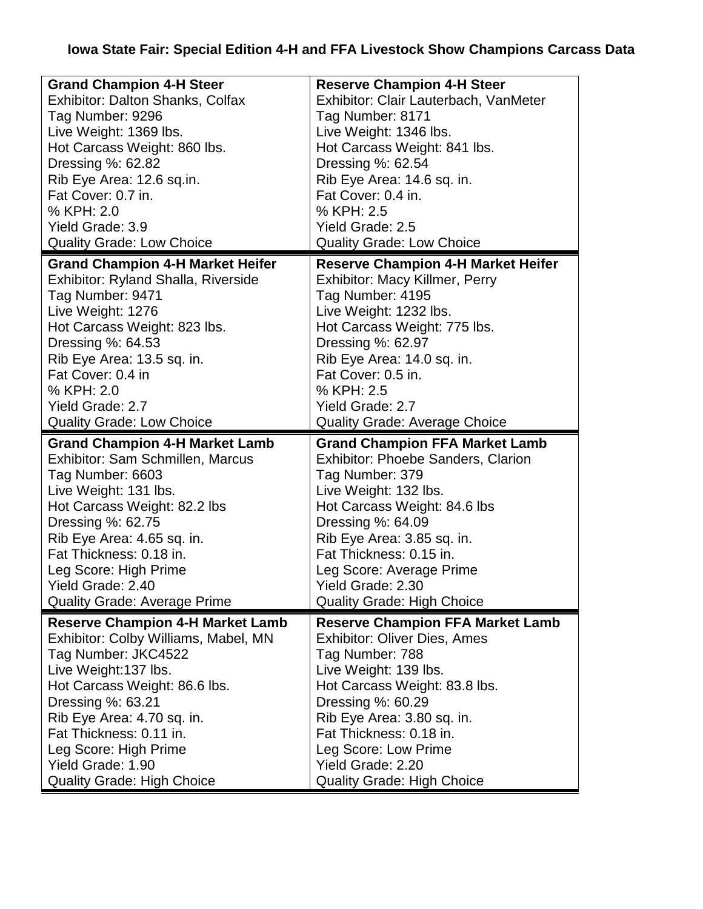# Iowa State Fair: Special Edition 4-H and FFA Livestock Show Champions Carcass Data

| **Grand Champion 4-H Steer** | **Reserve Champion 4-H Steer** |
|---|---|
| Exhibitor: Dalton Shanks, Colfax | Exhibitor: Clair Lauterbach, VanMeter |
| Tag Number: 9296 | Tag Number: 8171 |
| Live Weight: 1369 lbs. | Live Weight: 1346 lbs. |
| Hot Carcass Weight: 860 lbs. | Hot Carcass Weight: 841 lbs. |
| Dressing %: 62.82 | Dressing %: 62.54 |
| Rib Eye Area: 12.6 sq.in. | Rib Eye Area: 14.6 sq. in. |
| Fat Cover: 0.7 in. | Fat Cover: 0.4 in. |
| % KPH: 2.0 | % KPH: 2.5 |
| Yield Grade: 3.9 | Yield Grade: 2.5 |
| Quality Grade: Low Choice | Quality Grade: Low Choice |
| **Grand Champion 4-H Market Heifer** | **Reserve Champion 4-H Market Heifer** |
| Exhibitor: Ryland Shalla, Riverside | Exhibitor: Macy Killmer, Perry |
| Tag Number: 9471 | Tag Number: 4195 |
| Live Weight: 1276 | Live Weight: 1232 lbs. |
| Hot Carcass Weight: 823 lbs. | Hot Carcass Weight: 775 lbs. |
| Dressing %: 64.53 | Dressing %: 62.97 |
| Rib Eye Area: 13.5 sq. in. | Rib Eye Area: 14.0 sq. in. |
| Fat Cover: 0.4 in | Fat Cover: 0.5 in. |
| % KPH: 2.0 | % KPH: 2.5 |
| Yield Grade: 2.7 | Yield Grade: 2.7 |
| Quality Grade: Low Choice | Quality Grade: Average Choice |
| **Grand Champion 4-H Market Lamb** | **Grand Champion FFA Market Lamb** |
| Exhibitor: Sam Schmillen, Marcus | Exhibitor: Phoebe Sanders, Clarion |
| Tag Number: 6603 | Tag Number: 379 |
| Live Weight: 131 lbs. | Live Weight: 132 lbs. |
| Hot Carcass Weight: 82.2 lbs | Hot Carcass Weight: 84.6 lbs |
| Dressing %: 62.75 | Dressing %: 64.09 |
| Rib Eye Area: 4.65 sq. in. | Rib Eye Area: 3.85 sq. in. |
| Fat Thickness: 0.18 in. | Fat Thickness: 0.15 in. |
| Leg Score: High Prime | Leg Score: Average Prime |
| Yield Grade: 2.40 | Yield Grade: 2.30 |
| Quality Grade: Average Prime | Quality Grade: High Choice |
| **Reserve Champion 4-H Market Lamb** | **Reserve Champion FFA Market Lamb** |
| Exhibitor: Colby Williams, Mabel, MN | Exhibitor: Oliver Dies, Ames |
| Tag Number: JKC4522 | Tag Number: 788 |
| Live Weight:137 lbs. | Live Weight: 139 lbs. |
| Hot Carcass Weight: 86.6 lbs. | Hot Carcass Weight: 83.8 lbs. |
| Dressing %: 63.21 | Dressing %: 60.29 |
| Rib Eye Area: 4.70 sq. in. | Rib Eye Area: 3.80 sq. in. |
| Fat Thickness: 0.11 in. | Fat Thickness: 0.18 in. |
| Leg Score: High Prime | Leg Score: Low Prime |
| Yield Grade: 1.90 | Yield Grade: 2.20 |
| Quality Grade: High Choice | Quality Grade: High Choice |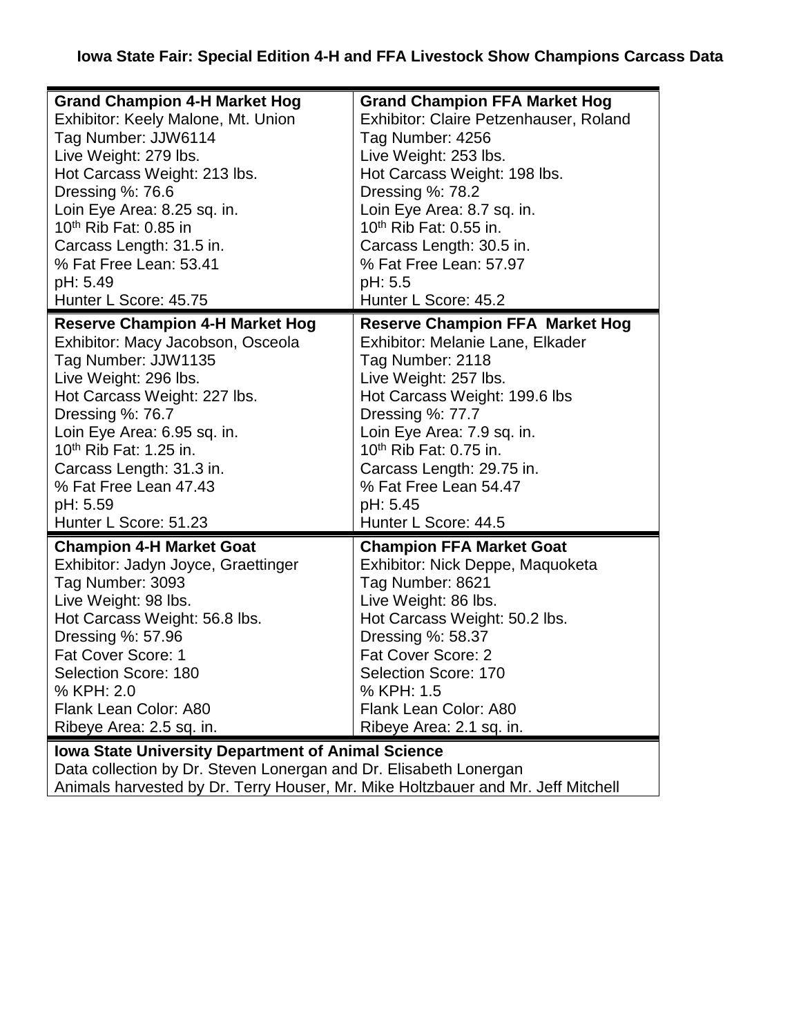**Iowa State Fair: Special Edition 4-H and FFA Livestock Show Champions Carcass Data**

| | |
|---|---|
| **Grand Champion 4-H Market Hog**<br>Exhibitor: Keely Malone, Mt. Union<br>Tag Number: JJW6114<br>Live Weight: 279 lbs.<br>Hot Carcass Weight: 213 lbs.<br>Dressing %: 76.6<br>Loin Eye Area: 8.25 sq. in.<br>10th Rib Fat: 0.85 in<br>Carcass Length: 31.5 in.<br>% Fat Free Lean: 53.41<br>pH: 5.49<br>Hunter L Score: 45.75 | **Grand Champion FFA Market Hog**<br>Exhibitor: Claire Petzenhauser, Roland<br>Tag Number: 4256<br>Live Weight: 253 lbs.<br>Hot Carcass Weight: 198 lbs.<br>Dressing %: 78.2<br>Loin Eye Area: 8.7 sq. in.<br>10th Rib Fat: 0.55 in.<br>Carcass Length: 30.5 in.<br>% Fat Free Lean: 57.97<br>pH: 5.5<br>Hunter L Score: 45.2 |
| **Reserve Champion 4-H Market Hog**<br>Exhibitor: Macy Jacobson, Osceola<br>Tag Number: JJW1135<br>Live Weight: 296 lbs.<br>Hot Carcass Weight: 227 lbs.<br>Dressing %: 76.7<br>Loin Eye Area: 6.95 sq. in.<br>10th Rib Fat: 1.25 in.<br>Carcass Length: 31.3 in.<br>% Fat Free Lean 47.43<br>pH: 5.59<br>Hunter L Score: 51.23 | **Reserve Champion FFA Market Hog**<br>Exhibitor: Melanie Lane, Elkader<br>Tag Number: 2118<br>Live Weight: 257 lbs.<br>Hot Carcass Weight: 199.6 lbs<br>Dressing %: 77.7<br>Loin Eye Area: 7.9 sq. in.<br>10th Rib Fat: 0.75 in.<br>Carcass Length: 29.75 in.<br>% Fat Free Lean 54.47<br>pH: 5.45<br>Hunter L Score: 44.5 |
| **Champion 4-H Market Goat**<br>Exhibitor: Jadyn Joyce, Graettinger<br>Tag Number: 3093<br>Live Weight: 98 lbs.<br>Hot Carcass Weight: 56.8 lbs.<br>Dressing %: 57.96<br>Fat Cover Score: 1<br>Selection Score: 180<br>% KPH: 2.0<br>Flank Lean Color: A80<br>Ribeye Area: 2.5 sq. in. | **Champion FFA Market Goat**<br>Exhibitor: Nick Deppe, Maquoketa<br>Tag Number: 8621<br>Live Weight: 86 lbs.<br>Hot Carcass Weight: 50.2 lbs.<br>Dressing %: 58.37<br>Fat Cover Score: 2<br>Selection Score: 170<br>% KPH: 1.5<br>Flank Lean Color: A80<br>Ribeye Area: 2.1 sq. in. |

**Iowa State University Department of Animal Science**
Data collection by Dr. Steven Lonergan and Dr. Elisabeth Lonergan
Animals harvested by Dr. Terry Houser, Mr. Mike Holtzbauer and Mr. Jeff Mitchell